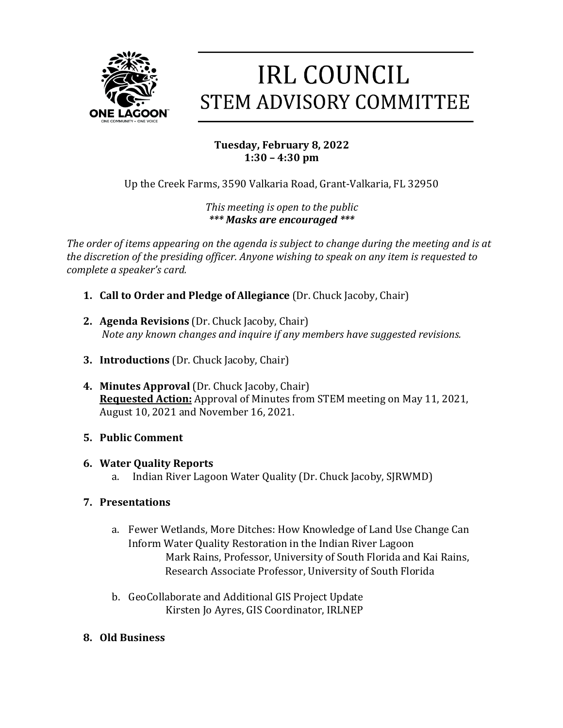# IRL COUNCIL
## STEM ADVISORY COMMITTEE

**Tuesday, February 8, 2022**
**1:30 – 4:30 pm**

Up the Creek Farms, 3590 Valkaria Road, Grant-Valkaria, FL 32950

*This meeting is open to the public*
***\*\*\* Masks are encouraged \*\*\****

*The order of items appearing on the agenda is subject to change during the meeting and is at the discretion of the presiding officer. Anyone wishing to speak on any item is requested to complete a speaker's card.*

1. **Call to Order and Pledge of Allegiance** (Dr. Chuck Jacoby, Chair)

2. **Agenda Revisions** (Dr. Chuck Jacoby, Chair)
   *Note any known changes and inquire if any members have suggested revisions.*

3. **Introductions** (Dr. Chuck Jacoby, Chair)

4. **Minutes Approval** (Dr. Chuck Jacoby, Chair)
   **Requested Action:** Approval of Minutes from STEM meeting on May 11, 2021, August 10, 2021 and November 16, 2021.

5. **Public Comment**

6. **Water Quality Reports**
   a. Indian River Lagoon Water Quality (Dr. Chuck Jacoby, SJRWMD)

7. **Presentations**

   a. Fewer Wetlands, More Ditches: How Knowledge of Land Use Change Can Inform Water Quality Restoration in the Indian River Lagoon
      Mark Rains, Professor, University of South Florida and Kai Rains, Research Associate Professor, University of South Florida

   b. GeoCollaborate and Additional GIS Project Update
      Kirsten Jo Ayres, GIS Coordinator, IRLNEP

8. **Old Business**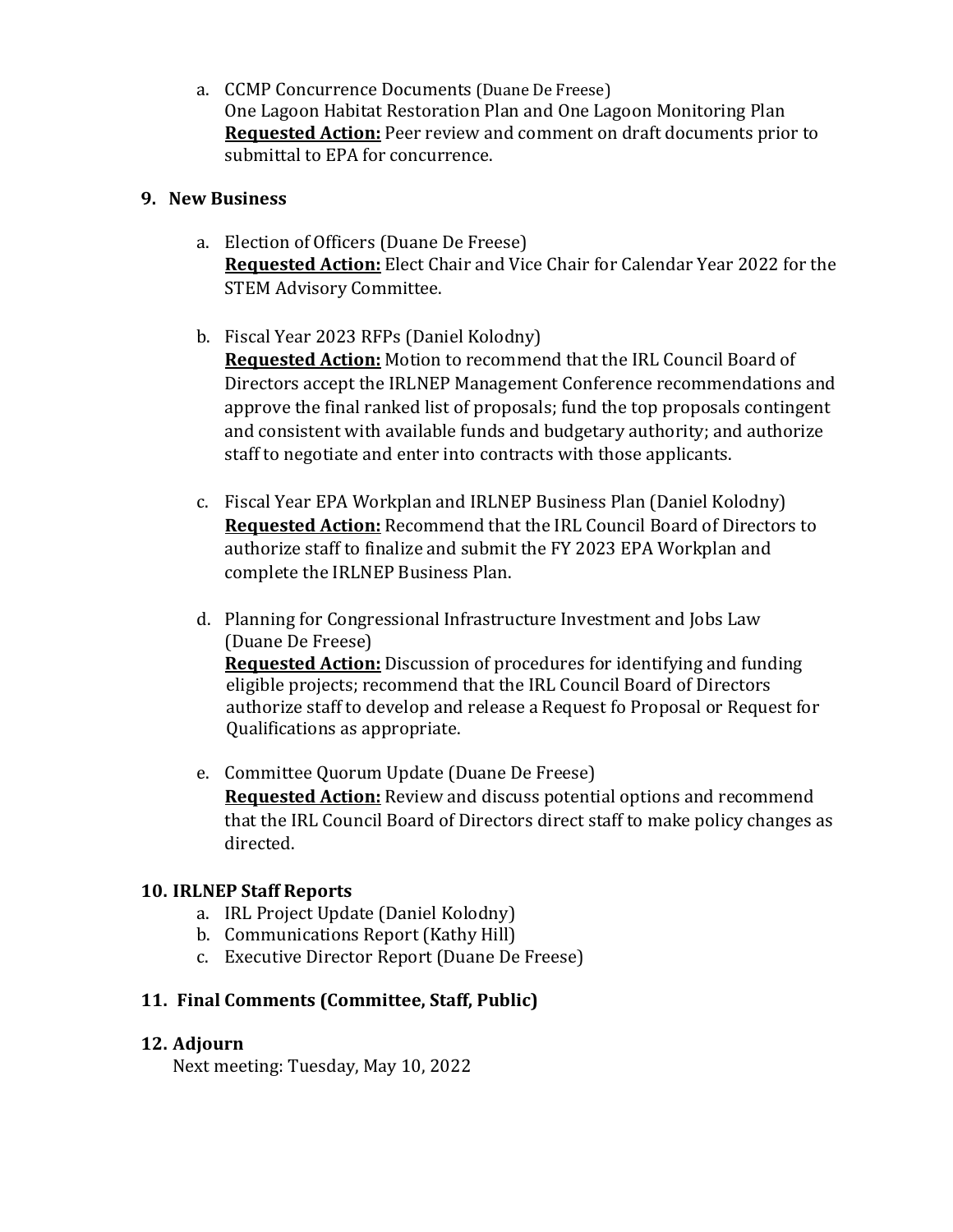a. CCMP Concurrence Documents (Duane De Freese)
   One Lagoon Habitat Restoration Plan and One Lagoon Monitoring Plan
   **Requested Action:** Peer review and comment on draft documents prior to submittal to EPA for concurrence.

## 9. New Business

a. Election of Officers (Duane De Freese)
   **Requested Action:** Elect Chair and Vice Chair for Calendar Year 2022 for the STEM Advisory Committee.

b. Fiscal Year 2023 RFPs (Daniel Kolodny)
   **Requested Action:** Motion to recommend that the IRL Council Board of Directors accept the IRLNEP Management Conference recommendations and approve the final ranked list of proposals; fund the top proposals contingent and consistent with available funds and budgetary authority; and authorize staff to negotiate and enter into contracts with those applicants.

c. Fiscal Year EPA Workplan and IRLNEP Business Plan (Daniel Kolodny)
   **Requested Action:** Recommend that the IRL Council Board of Directors to authorize staff to finalize and submit the FY 2023 EPA Workplan and complete the IRLNEP Business Plan.

d. Planning for Congressional Infrastructure Investment and Jobs Law (Duane De Freese)
   **Requested Action:** Discussion of procedures for identifying and funding eligible projects; recommend that the IRL Council Board of Directors authorize staff to develop and release a Request fo Proposal or Request for Qualifications as appropriate.

e. Committee Quorum Update (Duane De Freese)
   **Requested Action:** Review and discuss potential options and recommend that the IRL Council Board of Directors direct staff to make policy changes as directed.

## 10. IRLNEP Staff Reports

a. IRL Project Update (Daniel Kolodny)
b. Communications Report (Kathy Hill)
c. Executive Director Report (Duane De Freese)

## 11. Final Comments (Committee, Staff, Public)

## 12. Adjourn

Next meeting: Tuesday, May 10, 2022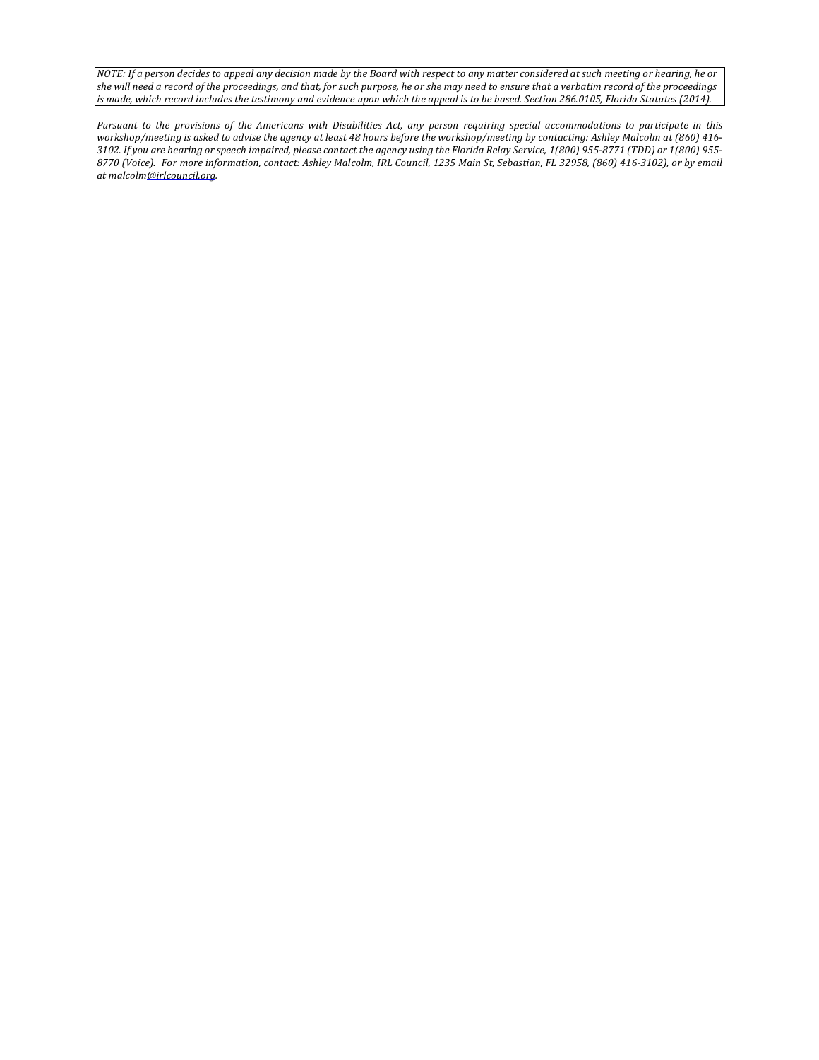*NOTE: If a person decides to appeal any decision made by the Board with respect to any matter considered at such meeting or hearing, he or she will need a record of the proceedings, and that, for such purpose, he or she may need to ensure that a verbatim record of the proceedings is made, which record includes the testimony and evidence upon which the appeal is to be based. Section 286.0105, Florida Statutes (2014).*

*Pursuant to the provisions of the Americans with Disabilities Act, any person requiring special accommodations to participate in this workshop/meeting is asked to advise the agency at least 48 hours before the workshop/meeting by contacting: Ashley Malcolm at (860) 416-3102. If you are hearing or speech impaired, please contact the agency using the Florida Relay Service, 1(800) 955-8771 (TDD) or 1(800) 955-8770 (Voice). For more information, contact: Ashley Malcolm, IRL Council, 1235 Main St, Sebastian, FL 32958, (860) 416-3102), or by email at malcolm@irlcouncil.org.*